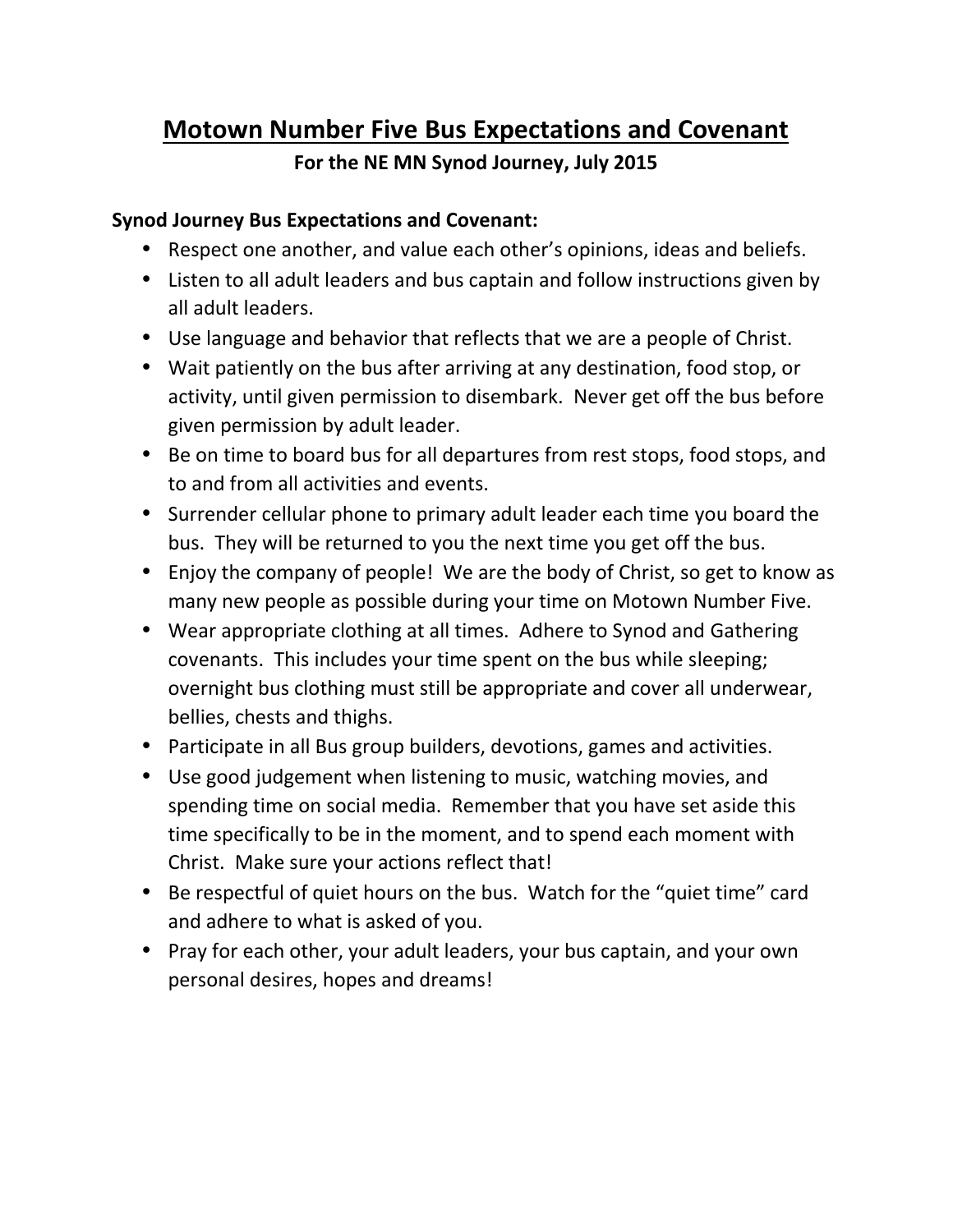# Motown Number Five Bus Expectations and Covenant

**For the NE MN Synod Journey, July 2015**

**Synod Journey Bus Expectations and Covenant:**

- Respect one another, and value each other's opinions, ideas and beliefs.
- Listen to all adult leaders and bus captain and follow instructions given by all adult leaders.
- Use language and behavior that reflects that we are a people of Christ.
- Wait patiently on the bus after arriving at any destination, food stop, or activity, until given permission to disembark. Never get off the bus before given permission by adult leader.
- Be on time to board bus for all departures from rest stops, food stops, and to and from all activities and events.
- Surrender cellular phone to primary adult leader each time you board the bus. They will be returned to you the next time you get off the bus.
- Enjoy the company of people! We are the body of Christ, so get to know as many new people as possible during your time on Motown Number Five.
- Wear appropriate clothing at all times. Adhere to Synod and Gathering covenants. This includes your time spent on the bus while sleeping; overnight bus clothing must still be appropriate and cover all underwear, bellies, chests and thighs.
- Participate in all Bus group builders, devotions, games and activities.
- Use good judgement when listening to music, watching movies, and spending time on social media. Remember that you have set aside this time specifically to be in the moment, and to spend each moment with Christ. Make sure your actions reflect that!
- Be respectful of quiet hours on the bus. Watch for the "quiet time" card and adhere to what is asked of you.
- Pray for each other, your adult leaders, your bus captain, and your own personal desires, hopes and dreams!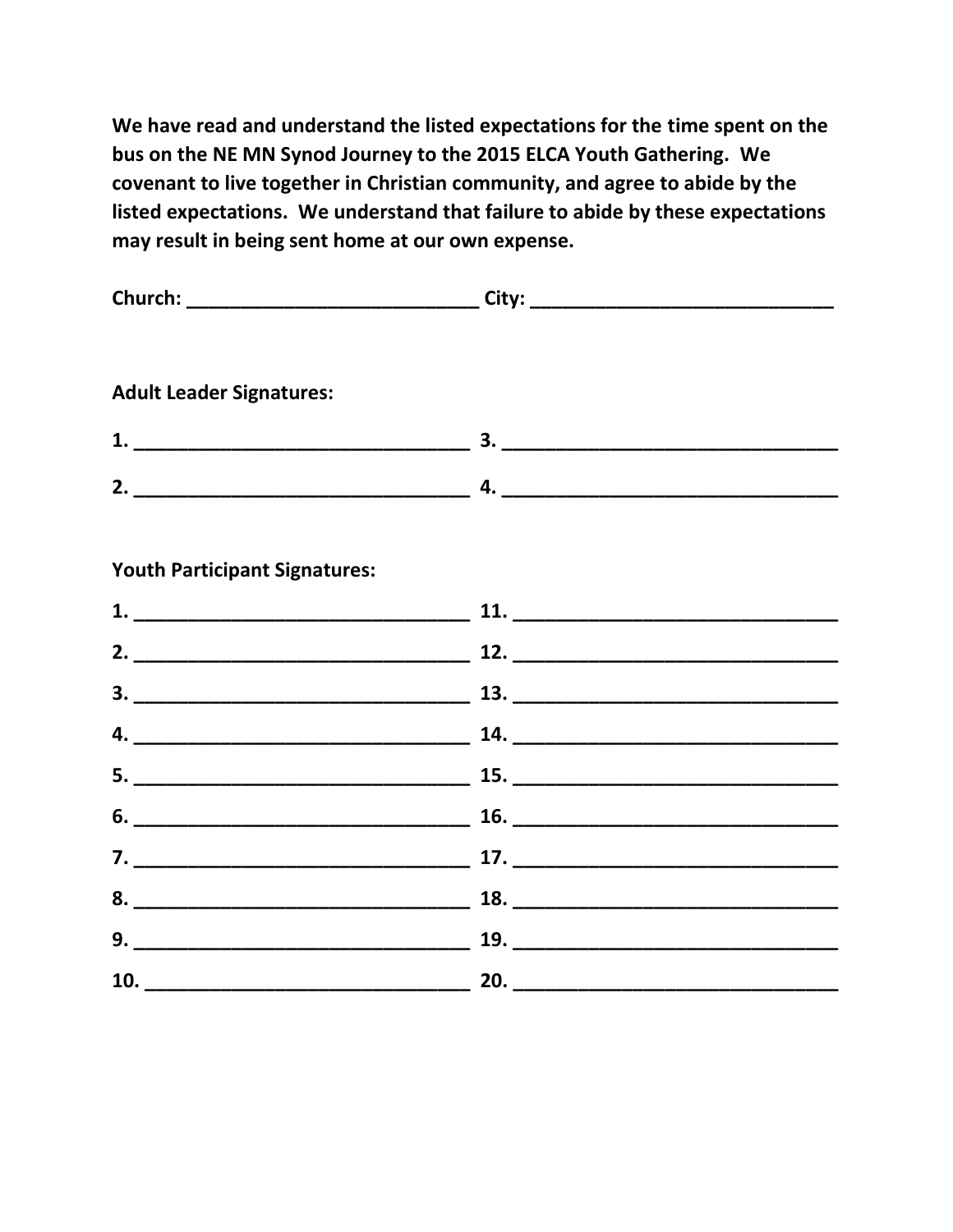**We have read and understand the listed expectations for the time spent on the bus on the NE MN Synod Journey to the 2015 ELCA Youth Gathering. We covenant to live together in Christian community, and agree to abide by the listed expectations. We understand that failure to abide by these expectations may result in being sent home at our own expense.**

**Church: ____________________________ City: _____________________________**

**Adult Leader Signatures:**

**1. _________________________________ 3. _________________________________**

**2. _________________________________ 4. _________________________________**

**Youth Participant Signatures:**

**1. _________________________________ 11. ________________________________**

**2. _________________________________ 12. ________________________________**

**3. _________________________________ 13. ________________________________**

**4. _________________________________ 14. ________________________________**

**5. _________________________________ 15. ________________________________**

**6. _________________________________ 16. ________________________________**

**7. _________________________________ 17. ________________________________**

**8. _________________________________ 18. ________________________________**

**9. _________________________________ 19. ________________________________**

**10. ________________________________ 20. ________________________________**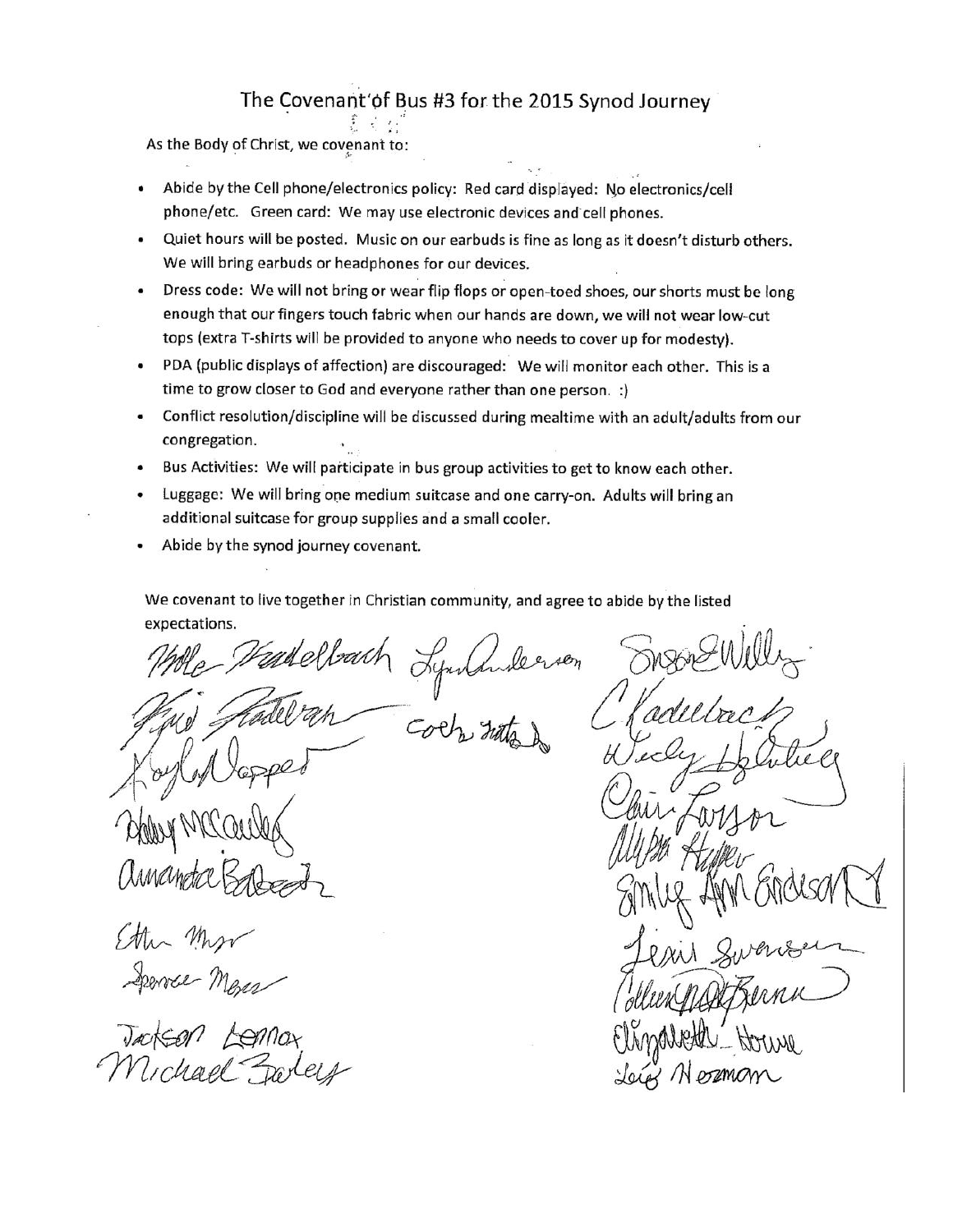# The Covenant of Bus #3 for the 2015 Synod Journey

As the Body of Christ, we covenant to:

- Abide by the Cell phone/electronics policy: Red card displayed: No electronics/cell phone/etc. Green card: We may use electronic devices and cell phones.
- Quiet hours will be posted. Music on our earbuds is fine as long as it doesn't disturb others. We will bring earbuds or headphones for our devices.
- Dress code: We will not bring or wear flip flops or open-toed shoes, our shorts must be long enough that our fingers touch fabric when our hands are down, we will not wear low-cut tops (extra T-shirts will be provided to anyone who needs to cover up for modesty).
- PDA (public displays of affection) are discouraged: We will monitor each other. This is a time to grow closer to God and everyone rather than one person. :)
- Conflict resolution/discipline will be discussed during mealtime with an adult/adults from our congregation.
- Bus Activities: We will participate in bus group activities to get to know each other.
- Luggage: We will bring one medium suitcase and one carry-on. Adults will bring an additional suitcase for group supplies and a small cooler.
- Abide by the synod journey covenant.

We covenant to live together in Christian community, and agree to abide by the listed expectations.

Kadelbach
Lynn Anderson
Kadelbach
Cody Fritz
Kayla Wopper
Holly McCauley
Amanda Babcock
Ethan Moser
Spencer Moser
Jackson Lennox
Michael Farley

Susan Willy
C Kadelbach
Wesley Holtey
Claire Larson
Allyssa Hopper
Emily Ann Erickson
Lexi Swenson
Colleen Bernu
Elizabeth Howe
Lois Nozman